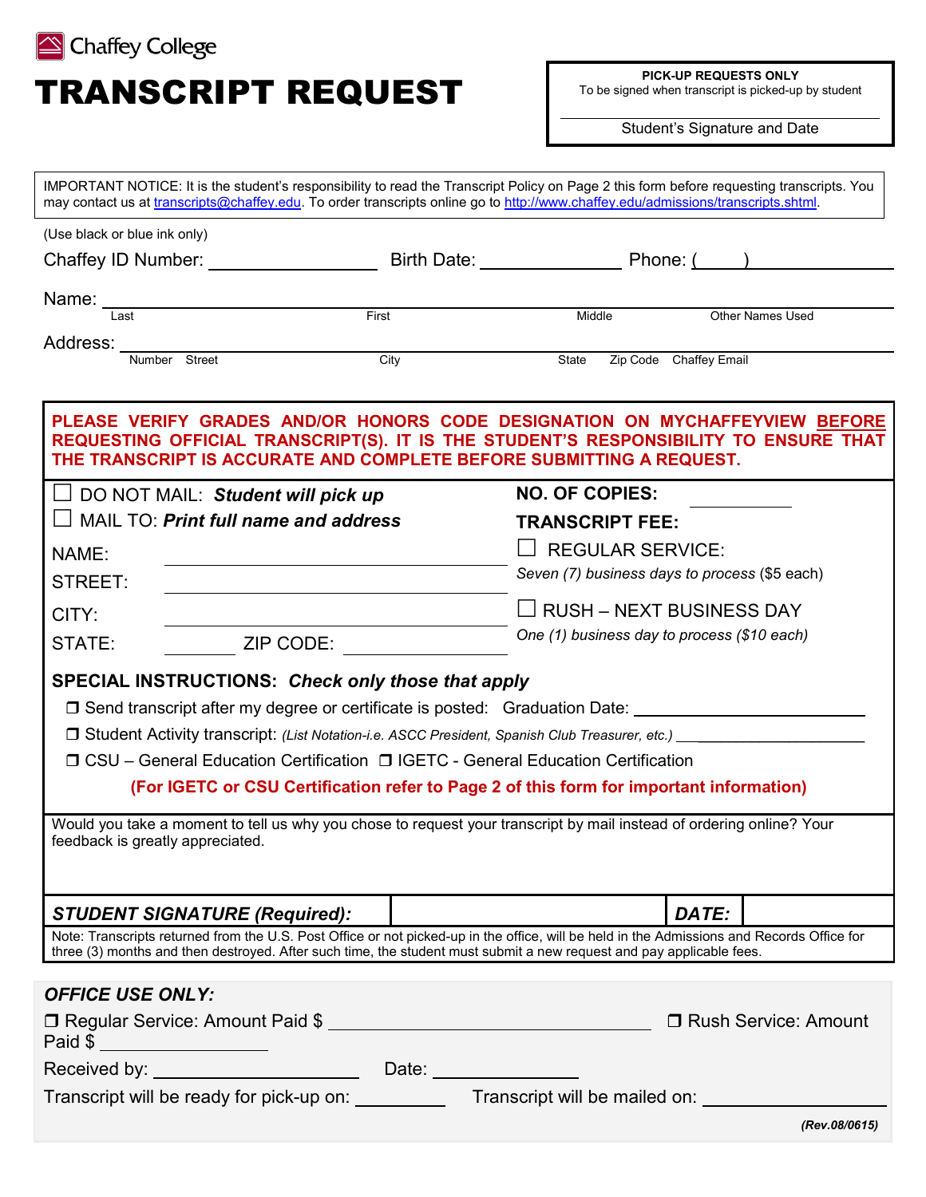Chaffey College

# TRANSCRIPT REQUEST

**PICK-UP REQUESTS ONLY**
To be signed when transcript is picked-up by student

______________________________
Student's Signature and Date

IMPORTANT NOTICE: It is the student's responsibility to read the Transcript Policy on Page 2 this form before requesting transcripts. You may contact us at transcripts@chaffey.edu. To order transcripts online go to http://www.chaffey.edu/admissions/transcripts.shtml.

(Use black or blue ink only)

Chaffey ID Number: ________________ Birth Date: ______________ Phone: (_____) ______________

Name: ____________________________________________________________
Last | First | Middle | Other Names Used

Address: __________________________________________________________
Number Street | City | State | Zip Code | Chaffey Email

**PLEASE VERIFY GRADES AND/OR HONORS CODE DESIGNATION ON MYCHAFFEYVIEW BEFORE REQUESTING OFFICIAL TRANSCRIPT(S). IT IS THE STUDENT'S RESPONSIBILITY TO ENSURE THAT THE TRANSCRIPT IS ACCURATE AND COMPLETE BEFORE SUBMITTING A REQUEST.**

☐ DO NOT MAIL: ***Student will pick up***

☐ MAIL TO: ***Print full name and address***

NAME: ______________________________

STREET: ______________________________

CITY: ______________________________

STATE: ________ ZIP CODE: ____________

**NO. OF COPIES:** ________

**TRANSCRIPT FEE:**

☐ REGULAR SERVICE:
*Seven (7) business days to process ($5 each)*

☐ RUSH – NEXT BUSINESS DAY
*One (1) business day to process ($10 each)*

**SPECIAL INSTRUCTIONS:** ***Check only those that apply***

❒ Send transcript after my degree or certificate is posted: Graduation Date: ______________________

❒ Student Activity transcript: *(List Notation-i.e. ASCC President, Spanish Club Treasurer, etc.)* ______________________

❒ CSU – General Education Certification ❒ IGETC - General Education Certification

**(For IGETC or CSU Certification refer to Page 2 of this form for important information)**

Would you take a moment to tell us why you chose to request your transcript by mail instead of ordering online? Your feedback is greatly appreciated.

| ***STUDENT SIGNATURE (Required):*** | | ***DATE:*** | |
|---|---|---|---|

Note: Transcripts returned from the U.S. Post Office or not picked-up in the office, will be held in the Admissions and Records Office for three (3) months and then destroyed. After such time, the student must submit a new request and pay applicable fees.

***OFFICE USE ONLY:***

❒ Regular Service: Amount Paid $ ______________________ ❒ Rush Service: Amount Paid $ ______________

Received by: ______________________ Date: ______________

Transcript will be ready for pick-up on: __________ Transcript will be mailed on: ______________

***(Rev.08/0615)***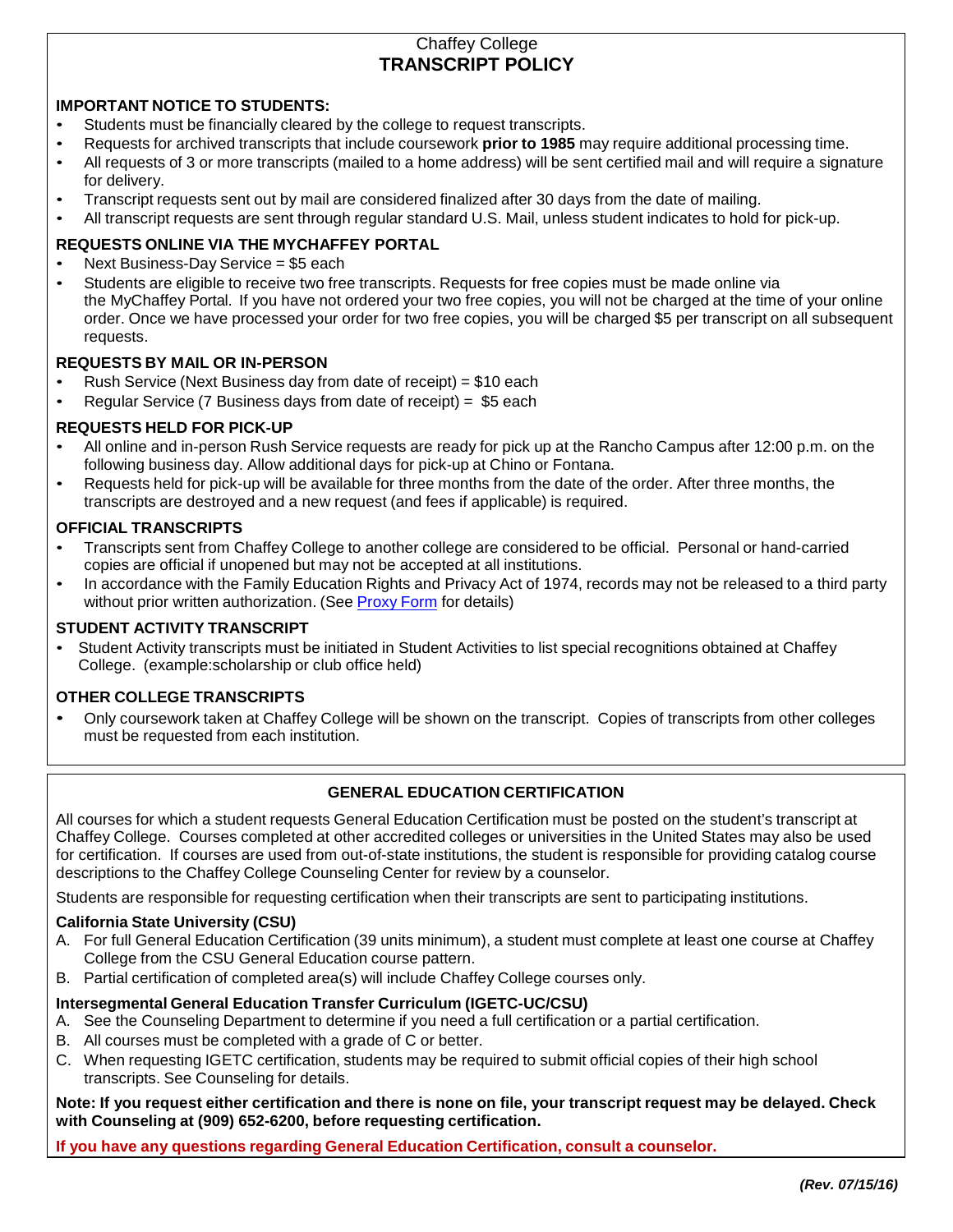Chaffey College

# TRANSCRIPT POLICY

### IMPORTANT NOTICE TO STUDENTS:

- Students must be financially cleared by the college to request transcripts.
- Requests for archived transcripts that include coursework **prior to 1985** may require additional processing time.
- All requests of 3 or more transcripts (mailed to a home address) will be sent certified mail and will require a signature for delivery.
- Transcript requests sent out by mail are considered finalized after 30 days from the date of mailing.
- All transcript requests are sent through regular standard U.S. Mail, unless student indicates to hold for pick-up.

### REQUESTS ONLINE VIA THE MYCHAFFEY PORTAL

- Next Business-Day Service = $5 each
- Students are eligible to receive two free transcripts. Requests for free copies must be made online via the MyChaffey Portal. If you have not ordered your two free copies, you will not be charged at the time of your online order. Once we have processed your order for two free copies, you will be charged $5 per transcript on all subsequent requests.

### REQUESTS BY MAIL OR IN-PERSON

- Rush Service (Next Business day from date of receipt) = $10 each
- Regular Service (7 Business days from date of receipt) = $5 each

### REQUESTS HELD FOR PICK-UP

- All online and in-person Rush Service requests are ready for pick up at the Rancho Campus after 12:00 p.m. on the following business day. Allow additional days for pick-up at Chino or Fontana.
- Requests held for pick-up will be available for three months from the date of the order. After three months, the transcripts are destroyed and a new request (and fees if applicable) is required.

### OFFICIAL TRANSCRIPTS

- Transcripts sent from Chaffey College to another college are considered to be official. Personal or hand-carried copies are official if unopened but may not be accepted at all institutions.
- In accordance with the Family Education Rights and Privacy Act of 1974, records may not be released to a third party without prior written authorization. (See Proxy Form for details)

### STUDENT ACTIVITY TRANSCRIPT

- Student Activity transcripts must be initiated in Student Activities to list special recognitions obtained at Chaffey College. (example:scholarship or club office held)

### OTHER COLLEGE TRANSCRIPTS

- Only coursework taken at Chaffey College will be shown on the transcript. Copies of transcripts from other colleges must be requested from each institution.

## GENERAL EDUCATION CERTIFICATION

All courses for which a student requests General Education Certification must be posted on the student's transcript at Chaffey College. Courses completed at other accredited colleges or universities in the United States may also be used for certification. If courses are used from out-of-state institutions, the student is responsible for providing catalog course descriptions to the Chaffey College Counseling Center for review by a counselor.

Students are responsible for requesting certification when their transcripts are sent to participating institutions.

### California State University (CSU)

A. For full General Education Certification (39 units minimum), a student must complete at least one course at Chaffey College from the CSU General Education course pattern.
B. Partial certification of completed area(s) will include Chaffey College courses only.

### Intersegmental General Education Transfer Curriculum (IGETC-UC/CSU)

A. See the Counseling Department to determine if you need a full certification or a partial certification.
B. All courses must be completed with a grade of C or better.
C. When requesting IGETC certification, students may be required to submit official copies of their high school transcripts. See Counseling for details.

**Note: If you request either certification and there is none on file, your transcript request may be delayed. Check with Counseling at (909) 652-6200, before requesting certification.**

**If you have any questions regarding General Education Certification, consult a counselor.**

***(Rev. 07/15/16)***